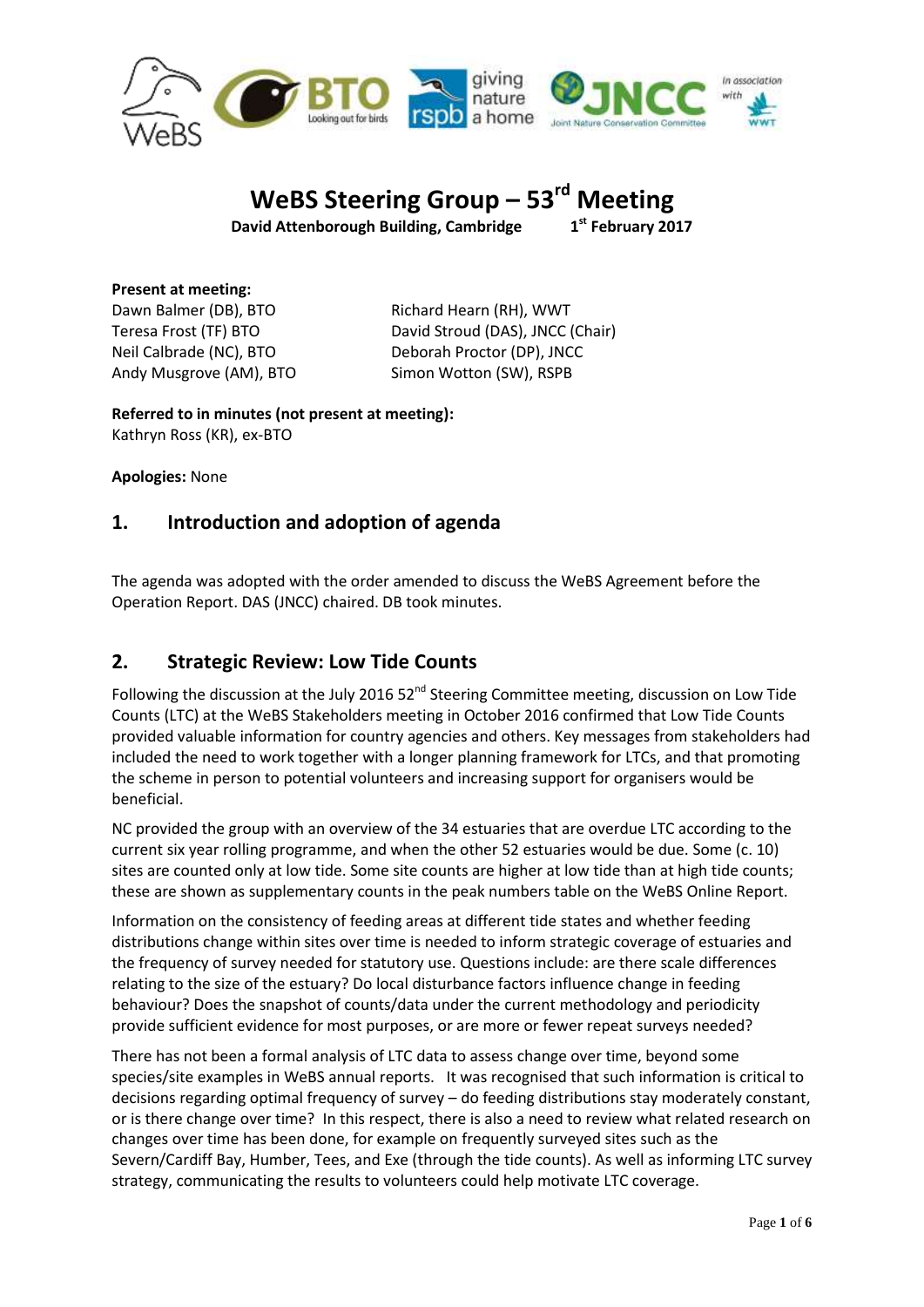# WeBS Steering Group – 53rd Meeting

**David Attenborough Building, Cambridge** **1st February 2017**

**Present at meeting:**

Dawn Balmer (DB), BTO
Teresa Frost (TF) BTO
Neil Calbrade (NC), BTO
Andy Musgrove (AM), BTO
Richard Hearn (RH), WWT
David Stroud (DAS), JNCC (Chair)
Deborah Proctor (DP), JNCC
Simon Wotton (SW), RSPB

**Referred to in minutes (not present at meeting):**
Kathryn Ross (KR), ex-BTO

**Apologies:** None

## 1. Introduction and adoption of agenda

The agenda was adopted with the order amended to discuss the WeBS Agreement before the Operation Report. DAS (JNCC) chaired. DB took minutes.

## 2. Strategic Review: Low Tide Counts

Following the discussion at the July 2016 52nd Steering Committee meeting, discussion on Low Tide Counts (LTC) at the WeBS Stakeholders meeting in October 2016 confirmed that Low Tide Counts provided valuable information for country agencies and others. Key messages from stakeholders had included the need to work together with a longer planning framework for LTCs, and that promoting the scheme in person to potential volunteers and increasing support for organisers would be beneficial.

NC provided the group with an overview of the 34 estuaries that are overdue LTC according to the current six year rolling programme, and when the other 52 estuaries would be due. Some (c. 10) sites are counted only at low tide. Some site counts are higher at low tide than at high tide counts; these are shown as supplementary counts in the peak numbers table on the WeBS Online Report.

Information on the consistency of feeding areas at different tide states and whether feeding distributions change within sites over time is needed to inform strategic coverage of estuaries and the frequency of survey needed for statutory use. Questions include: are there scale differences relating to the size of the estuary? Do local disturbance factors influence change in feeding behaviour? Does the snapshot of counts/data under the current methodology and periodicity provide sufficient evidence for most purposes, or are more or fewer repeat surveys needed?

There has not been a formal analysis of LTC data to assess change over time, beyond some species/site examples in WeBS annual reports. It was recognised that such information is critical to decisions regarding optimal frequency of survey – do feeding distributions stay moderately constant, or is there change over time? In this respect, there is also a need to review what related research on changes over time has been done, for example on frequently surveyed sites such as the Severn/Cardiff Bay, Humber, Tees, and Exe (through the tide counts). As well as informing LTC survey strategy, communicating the results to volunteers could help motivate LTC coverage.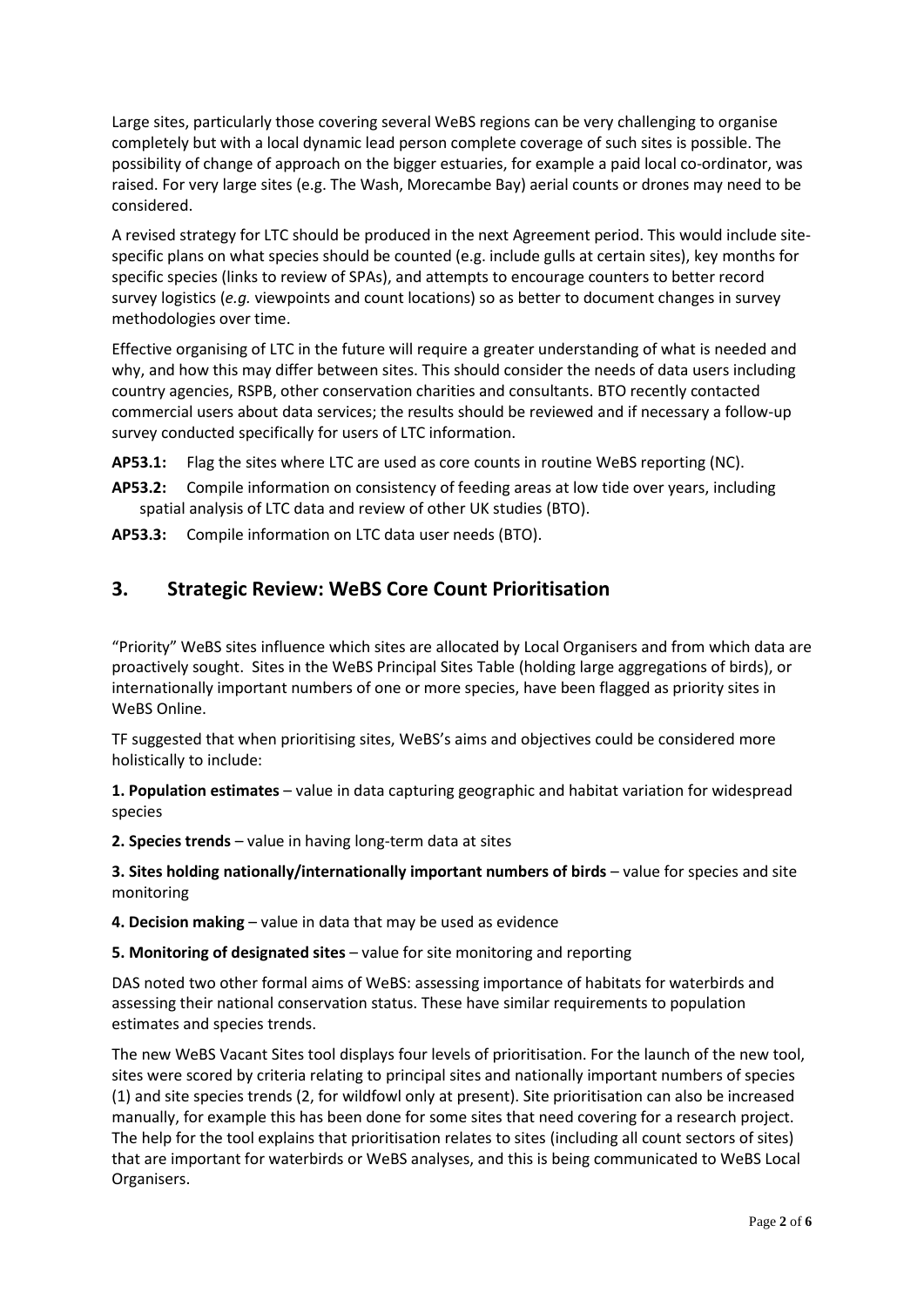Large sites, particularly those covering several WeBS regions can be very challenging to organise completely but with a local dynamic lead person complete coverage of such sites is possible. The possibility of change of approach on the bigger estuaries, for example a paid local co-ordinator, was raised. For very large sites (e.g. The Wash, Morecambe Bay) aerial counts or drones may need to be considered.

A revised strategy for LTC should be produced in the next Agreement period. This would include site-specific plans on what species should be counted (e.g. include gulls at certain sites), key months for specific species (links to review of SPAs), and attempts to encourage counters to better record survey logistics (*e.g.* viewpoints and count locations) so as better to document changes in survey methodologies over time.

Effective organising of LTC in the future will require a greater understanding of what is needed and why, and how this may differ between sites. This should consider the needs of data users including country agencies, RSPB, other conservation charities and consultants. BTO recently contacted commercial users about data services; the results should be reviewed and if necessary a follow-up survey conducted specifically for users of LTC information.

**AP53.1:** Flag the sites where LTC are used as core counts in routine WeBS reporting (NC).

**AP53.2:** Compile information on consistency of feeding areas at low tide over years, including spatial analysis of LTC data and review of other UK studies (BTO).

**AP53.3:** Compile information on LTC data user needs (BTO).

## 3. Strategic Review: WeBS Core Count Prioritisation

"Priority" WeBS sites influence which sites are allocated by Local Organisers and from which data are proactively sought. Sites in the WeBS Principal Sites Table (holding large aggregations of birds), or internationally important numbers of one or more species, have been flagged as priority sites in WeBS Online.

TF suggested that when prioritising sites, WeBS's aims and objectives could be considered more holistically to include:

**1. Population estimates** – value in data capturing geographic and habitat variation for widespread species

**2. Species trends** – value in having long-term data at sites

**3. Sites holding nationally/internationally important numbers of birds** – value for species and site monitoring

**4. Decision making** – value in data that may be used as evidence

**5. Monitoring of designated sites** – value for site monitoring and reporting

DAS noted two other formal aims of WeBS: assessing importance of habitats for waterbirds and assessing their national conservation status. These have similar requirements to population estimates and species trends.

The new WeBS Vacant Sites tool displays four levels of prioritisation. For the launch of the new tool, sites were scored by criteria relating to principal sites and nationally important numbers of species (1) and site species trends (2, for wildfowl only at present). Site prioritisation can also be increased manually, for example this has been done for some sites that need covering for a research project. The help for the tool explains that prioritisation relates to sites (including all count sectors of sites) that are important for waterbirds or WeBS analyses, and this is being communicated to WeBS Local Organisers.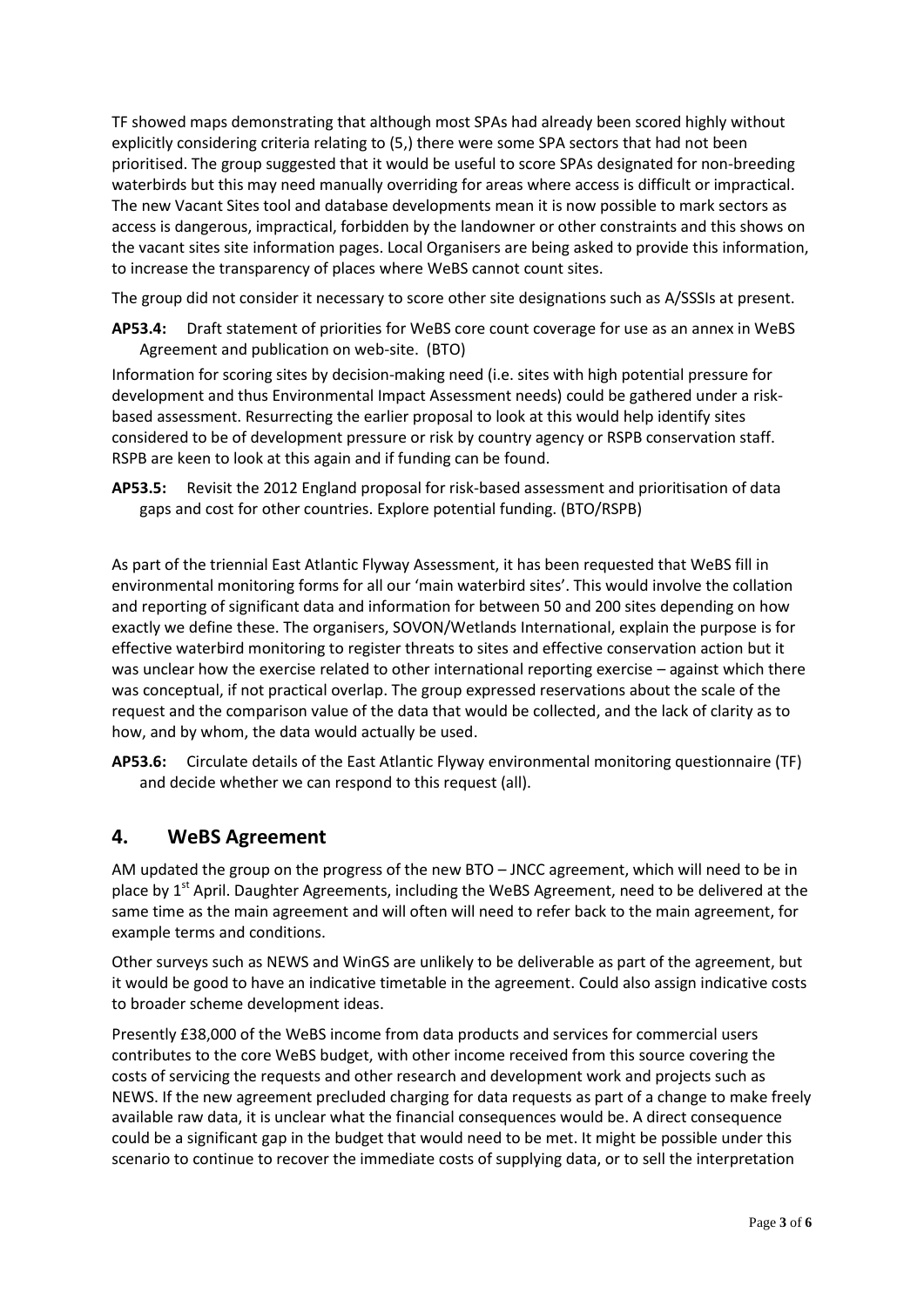TF showed maps demonstrating that although most SPAs had already been scored highly without explicitly considering criteria relating to (5,) there were some SPA sectors that had not been prioritised. The group suggested that it would be useful to score SPAs designated for non-breeding waterbirds but this may need manually overriding for areas where access is difficult or impractical. The new Vacant Sites tool and database developments mean it is now possible to mark sectors as access is dangerous, impractical, forbidden by the landowner or other constraints and this shows on the vacant sites site information pages. Local Organisers are being asked to provide this information, to increase the transparency of places where WeBS cannot count sites.

The group did not consider it necessary to score other site designations such as A/SSSIs at present.

**AP53.4:** Draft statement of priorities for WeBS core count coverage for use as an annex in WeBS Agreement and publication on web-site. (BTO)

Information for scoring sites by decision-making need (i.e. sites with high potential pressure for development and thus Environmental Impact Assessment needs) could be gathered under a risk-based assessment. Resurrecting the earlier proposal to look at this would help identify sites considered to be of development pressure or risk by country agency or RSPB conservation staff. RSPB are keen to look at this again and if funding can be found.

**AP53.5:** Revisit the 2012 England proposal for risk-based assessment and prioritisation of data gaps and cost for other countries. Explore potential funding. (BTO/RSPB)

As part of the triennial East Atlantic Flyway Assessment, it has been requested that WeBS fill in environmental monitoring forms for all our 'main waterbird sites'. This would involve the collation and reporting of significant data and information for between 50 and 200 sites depending on how exactly we define these. The organisers, SOVON/Wetlands International, explain the purpose is for effective waterbird monitoring to register threats to sites and effective conservation action but it was unclear how the exercise related to other international reporting exercise – against which there was conceptual, if not practical overlap. The group expressed reservations about the scale of the request and the comparison value of the data that would be collected, and the lack of clarity as to how, and by whom, the data would actually be used.

**AP53.6:** Circulate details of the East Atlantic Flyway environmental monitoring questionnaire (TF) and decide whether we can respond to this request (all).

## 4. WeBS Agreement

AM updated the group on the progress of the new BTO – JNCC agreement, which will need to be in place by 1st April. Daughter Agreements, including the WeBS Agreement, need to be delivered at the same time as the main agreement and will often will need to refer back to the main agreement, for example terms and conditions.

Other surveys such as NEWS and WinGS are unlikely to be deliverable as part of the agreement, but it would be good to have an indicative timetable in the agreement. Could also assign indicative costs to broader scheme development ideas.

Presently £38,000 of the WeBS income from data products and services for commercial users contributes to the core WeBS budget, with other income received from this source covering the costs of servicing the requests and other research and development work and projects such as NEWS. If the new agreement precluded charging for data requests as part of a change to make freely available raw data, it is unclear what the financial consequences would be. A direct consequence could be a significant gap in the budget that would need to be met. It might be possible under this scenario to continue to recover the immediate costs of supplying data, or to sell the interpretation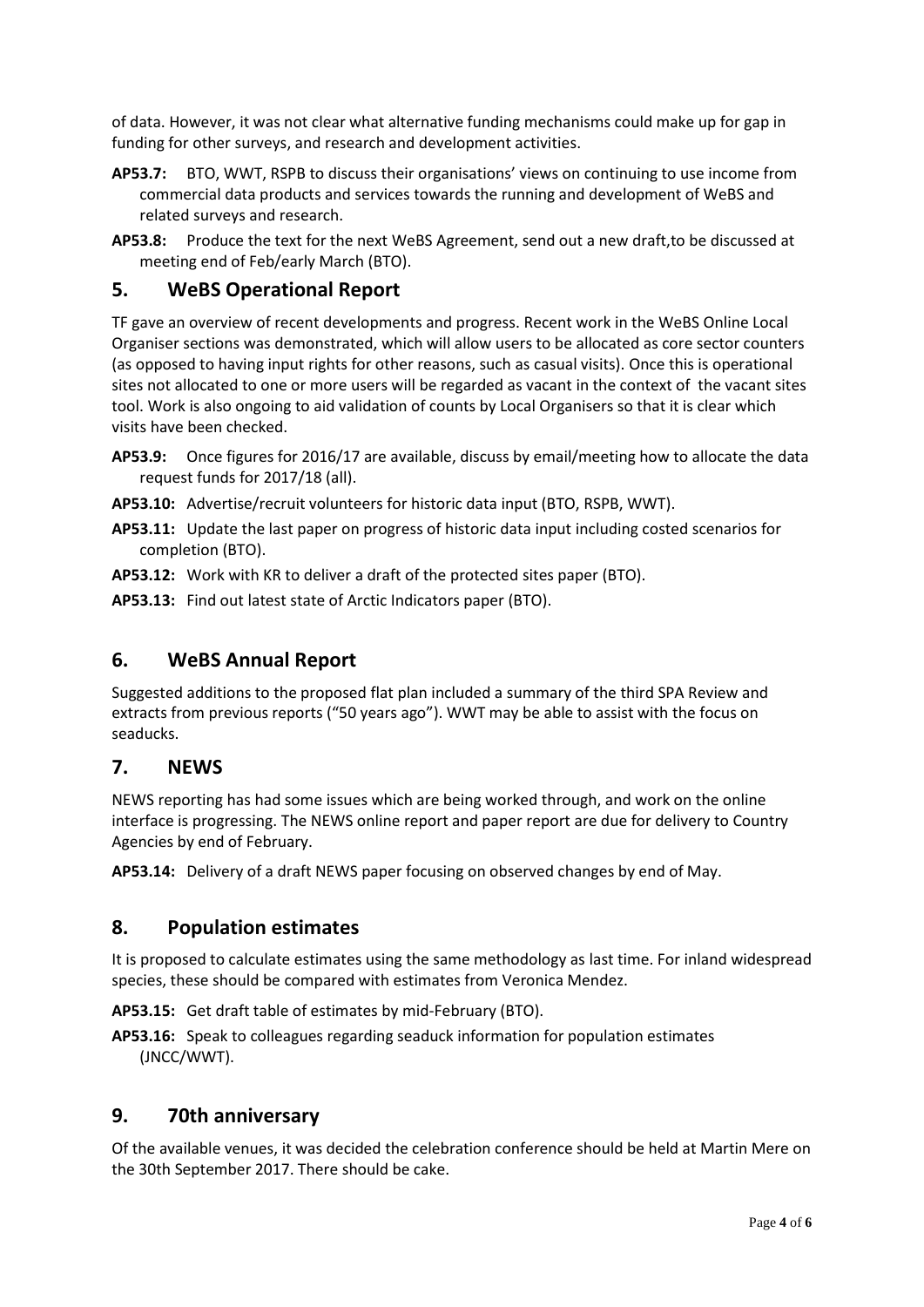of data. However, it was not clear what alternative funding mechanisms could make up for gap in funding for other surveys, and research and development activities.

**AP53.7:** BTO, WWT, RSPB to discuss their organisations' views on continuing to use income from commercial data products and services towards the running and development of WeBS and related surveys and research.

**AP53.8:** Produce the text for the next WeBS Agreement, send out a new draft,to be discussed at meeting end of Feb/early March (BTO).

## 5. WeBS Operational Report

TF gave an overview of recent developments and progress. Recent work in the WeBS Online Local Organiser sections was demonstrated, which will allow users to be allocated as core sector counters (as opposed to having input rights for other reasons, such as casual visits). Once this is operational sites not allocated to one or more users will be regarded as vacant in the context of the vacant sites tool. Work is also ongoing to aid validation of counts by Local Organisers so that it is clear which visits have been checked.

**AP53.9:** Once figures for 2016/17 are available, discuss by email/meeting how to allocate the data request funds for 2017/18 (all).

**AP53.10:** Advertise/recruit volunteers for historic data input (BTO, RSPB, WWT).

**AP53.11:** Update the last paper on progress of historic data input including costed scenarios for completion (BTO).

**AP53.12:** Work with KR to deliver a draft of the protected sites paper (BTO).

**AP53.13:** Find out latest state of Arctic Indicators paper (BTO).

## 6. WeBS Annual Report

Suggested additions to the proposed flat plan included a summary of the third SPA Review and extracts from previous reports ("50 years ago"). WWT may be able to assist with the focus on seaducks.

## 7. NEWS

NEWS reporting has had some issues which are being worked through, and work on the online interface is progressing. The NEWS online report and paper report are due for delivery to Country Agencies by end of February.

**AP53.14:** Delivery of a draft NEWS paper focusing on observed changes by end of May.

## 8. Population estimates

It is proposed to calculate estimates using the same methodology as last time. For inland widespread species, these should be compared with estimates from Veronica Mendez.

**AP53.15:** Get draft table of estimates by mid-February (BTO).

**AP53.16:** Speak to colleagues regarding seaduck information for population estimates (JNCC/WWT).

## 9. 70th anniversary

Of the available venues, it was decided the celebration conference should be held at Martin Mere on the 30th September 2017. There should be cake.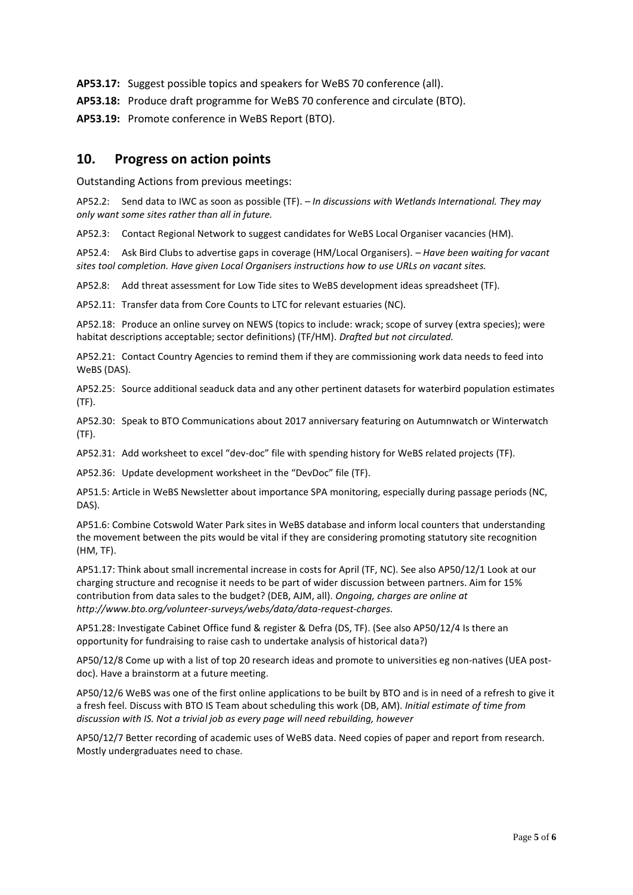**AP53.17:** Suggest possible topics and speakers for WeBS 70 conference (all).

**AP53.18:** Produce draft programme for WeBS 70 conference and circulate (BTO).

**AP53.19:** Promote conference in WeBS Report (BTO).

## 10. Progress on action points

Outstanding Actions from previous meetings:

AP52.2: Send data to IWC as soon as possible (TF). – *In discussions with Wetlands International. They may only want some sites rather than all in future.*

AP52.3: Contact Regional Network to suggest candidates for WeBS Local Organiser vacancies (HM).

AP52.4: Ask Bird Clubs to advertise gaps in coverage (HM/Local Organisers). – *Have been waiting for vacant sites tool completion. Have given Local Organisers instructions how to use URLs on vacant sites.*

AP52.8: Add threat assessment for Low Tide sites to WeBS development ideas spreadsheet (TF).

AP52.11: Transfer data from Core Counts to LTC for relevant estuaries (NC).

AP52.18: Produce an online survey on NEWS (topics to include: wrack; scope of survey (extra species); were habitat descriptions acceptable; sector definitions) (TF/HM). *Drafted but not circulated.*

AP52.21: Contact Country Agencies to remind them if they are commissioning work data needs to feed into WeBS (DAS).

AP52.25: Source additional seaduck data and any other pertinent datasets for waterbird population estimates (TF).

AP52.30: Speak to BTO Communications about 2017 anniversary featuring on Autumnwatch or Winterwatch (TF).

AP52.31: Add worksheet to excel "dev-doc" file with spending history for WeBS related projects (TF).

AP52.36: Update development worksheet in the "DevDoc" file (TF).

AP51.5: Article in WeBS Newsletter about importance SPA monitoring, especially during passage periods (NC, DAS).

AP51.6: Combine Cotswold Water Park sites in WeBS database and inform local counters that understanding the movement between the pits would be vital if they are considering promoting statutory site recognition (HM, TF).

AP51.17: Think about small incremental increase in costs for April (TF, NC). See also AP50/12/1 Look at our charging structure and recognise it needs to be part of wider discussion between partners. Aim for 15% contribution from data sales to the budget? (DEB, AJM, all). *Ongoing, charges are online at http://www.bto.org/volunteer-surveys/webs/data/data-request-charges.*

AP51.28: Investigate Cabinet Office fund & register & Defra (DS, TF). (See also AP50/12/4 Is there an opportunity for fundraising to raise cash to undertake analysis of historical data?)

AP50/12/8 Come up with a list of top 20 research ideas and promote to universities eg non-natives (UEA post-doc). Have a brainstorm at a future meeting.

AP50/12/6 WeBS was one of the first online applications to be built by BTO and is in need of a refresh to give it a fresh feel. Discuss with BTO IS Team about scheduling this work (DB, AM). *Initial estimate of time from discussion with IS. Not a trivial job as every page will need rebuilding, however*

AP50/12/7 Better recording of academic uses of WeBS data. Need copies of paper and report from research. Mostly undergraduates need to chase.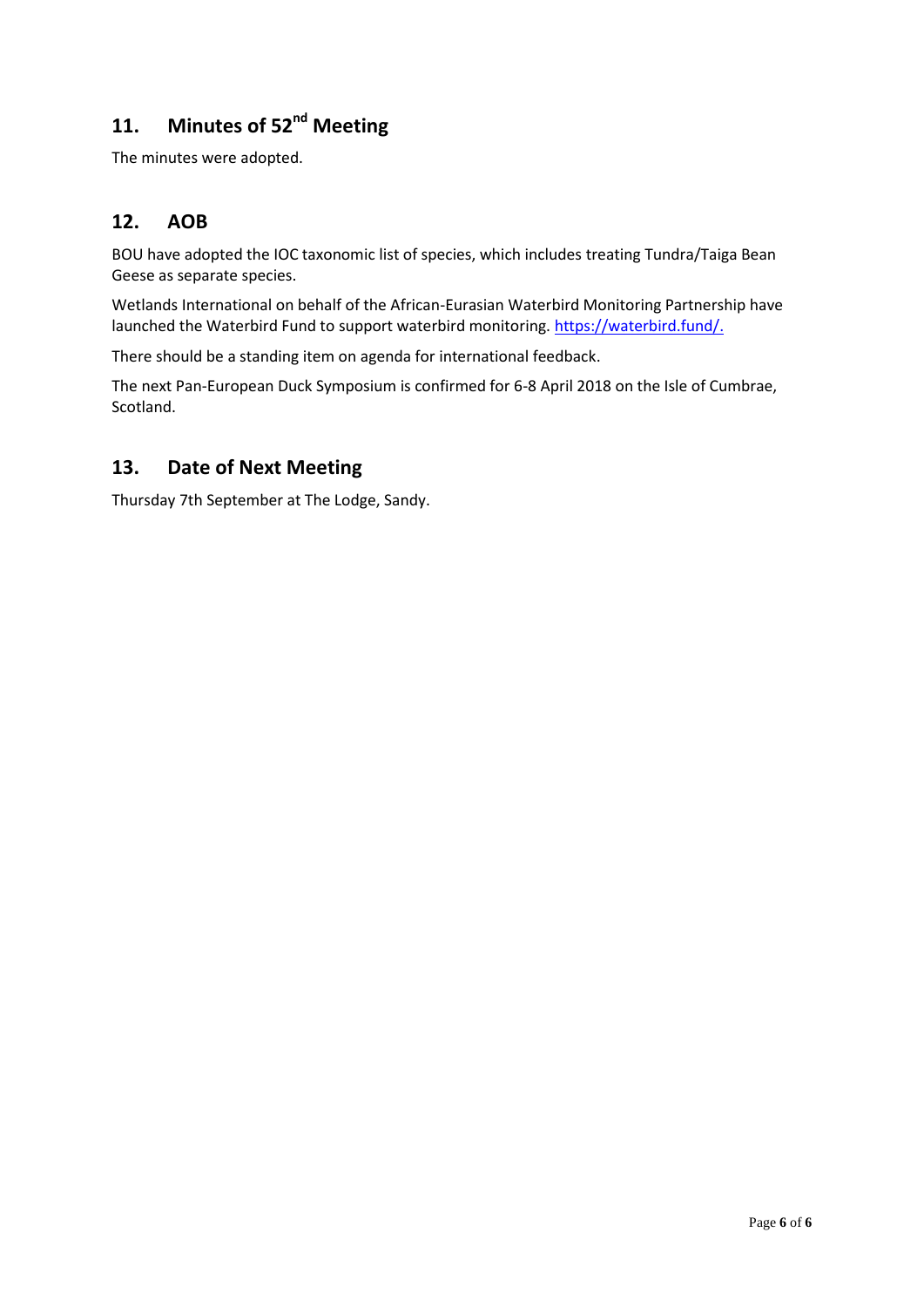## 11. Minutes of 52nd Meeting

The minutes were adopted.

## 12. AOB

BOU have adopted the IOC taxonomic list of species, which includes treating Tundra/Taiga Bean Geese as separate species.

Wetlands International on behalf of the African-Eurasian Waterbird Monitoring Partnership have launched the Waterbird Fund to support waterbird monitoring. https://waterbird.fund/.

There should be a standing item on agenda for international feedback.

The next Pan-European Duck Symposium is confirmed for 6-8 April 2018 on the Isle of Cumbrae, Scotland.

## 13. Date of Next Meeting

Thursday 7th September at The Lodge, Sandy.